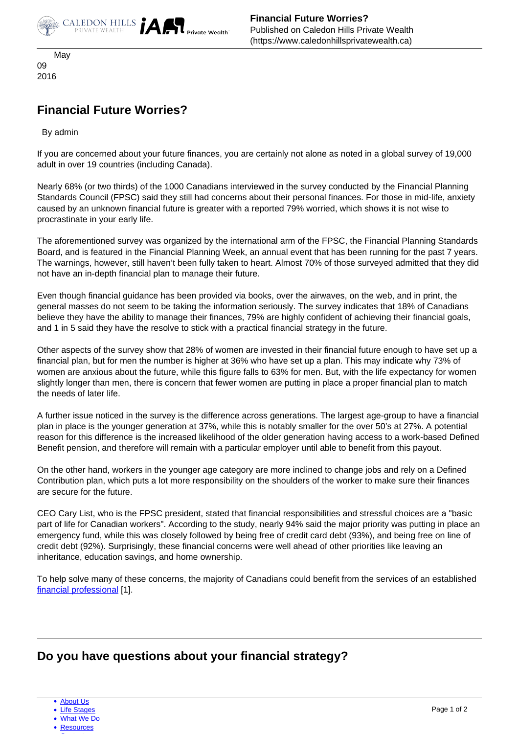May
09
2016

# Financial Future Worries?

By admin

If you are concerned about your future finances, you are certainly not alone as noted in a global survey of 19,000 adult in over 19 countries (including Canada).

Nearly 68% (or two thirds) of the 1000 Canadians interviewed in the survey conducted by the Financial Planning Standards Council (FPSC) said they still had concerns about their personal finances. For those in mid-life, anxiety caused by an unknown financial future is greater with a reported 79% worried, which shows it is not wise to procrastinate in your early life.

The aforementioned survey was organized by the international arm of the FPSC, the Financial Planning Standards Board, and is featured in the Financial Planning Week, an annual event that has been running for the past 7 years. The warnings, however, still haven't been fully taken to heart. Almost 70% of those surveyed admitted that they did not have an in-depth financial plan to manage their future.

Even though financial guidance has been provided via books, over the airwaves, on the web, and in print, the general masses do not seem to be taking the information seriously. The survey indicates that 18% of Canadians believe they have the ability to manage their finances, 79% are highly confident of achieving their financial goals, and 1 in 5 said they have the resolve to stick with a practical financial strategy in the future.

Other aspects of the survey show that 28% of women are invested in their financial future enough to have set up a financial plan, but for men the number is higher at 36% who have set up a plan. This may indicate why 73% of women are anxious about the future, while this figure falls to 63% for men. But, with the life expectancy for women slightly longer than men, there is concern that fewer women are putting in place a proper financial plan to match the needs of later life.

A further issue noticed in the survey is the difference across generations. The largest age-group to have a financial plan in place is the younger generation at 37%, while this is notably smaller for the over 50's at 27%. A potential reason for this difference is the increased likelihood of the older generation having access to a work-based Defined Benefit pension, and therefore will remain with a particular employer until able to benefit from this payout.

On the other hand, workers in the younger age category are more inclined to change jobs and rely on a Defined Contribution plan, which puts a lot more responsibility on the shoulders of the worker to make sure their finances are secure for the future.

CEO Cary List, who is the FPSC president, stated that financial responsibilities and stressful choices are a "basic part of life for Canadian workers". According to the study, nearly 94% said the major priority was putting in place an emergency fund, while this was closely followed by being free of credit card debt (93%), and being free on line of credit debt (92%). Surprisingly, these financial concerns were well ahead of other priorities like leaving an inheritance, education savings, and home ownership.

To help solve many of these concerns, the majority of Canadians could benefit from the services of an established financial professional [1].

## Do you have questions about your financial strategy?

- About Us
- Life Stages
- What We Do
- Resources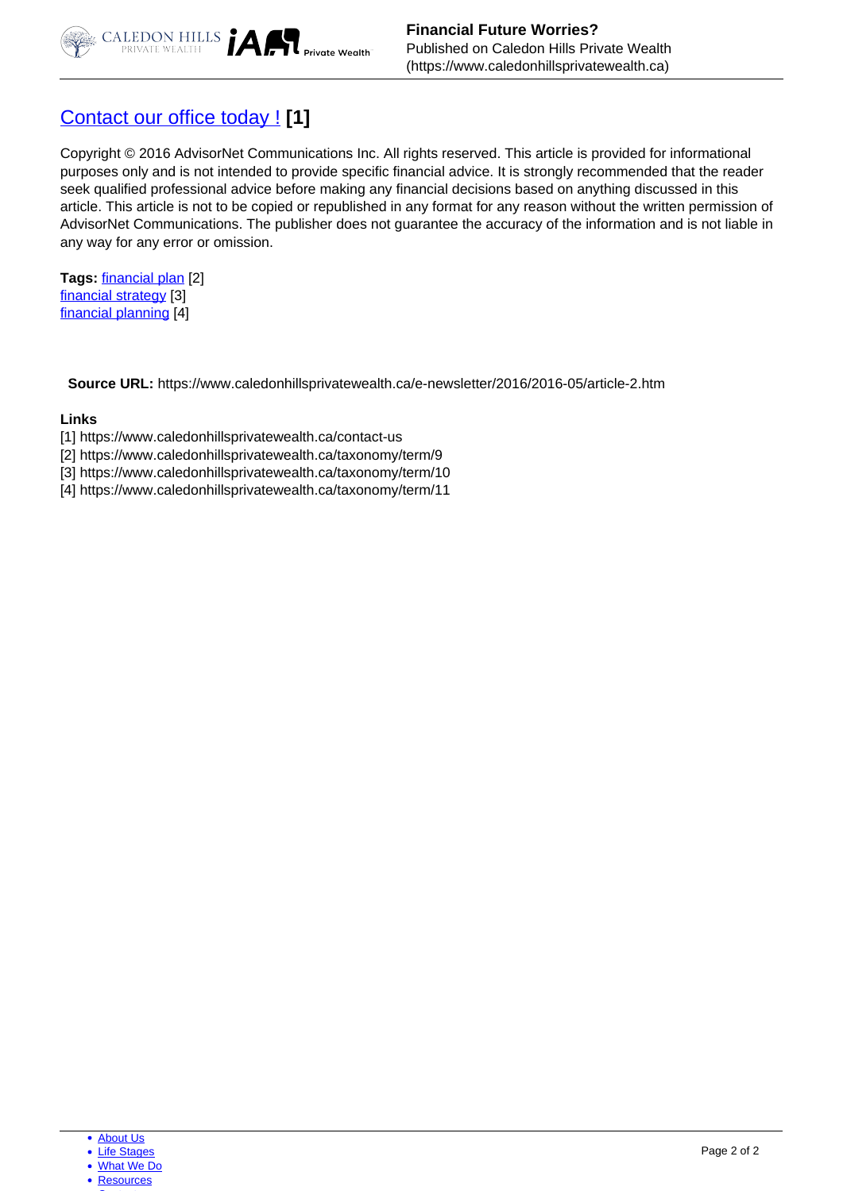## Contact our office today ! [1]

Copyright © 2016 AdvisorNet Communications Inc. All rights reserved. This article is provided for informational purposes only and is not intended to provide specific financial advice. It is strongly recommended that the reader seek qualified professional advice before making any financial decisions based on anything discussed in this article. This article is not to be copied or republished in any format for any reason without the written permission of AdvisorNet Communications. The publisher does not guarantee the accuracy of the information and is not liable in any way for any error or omission.

**Tags:** financial plan [2]
financial strategy [3]
financial planning [4]

**Source URL:** https://www.caledonhillsprivatewealth.ca/e-newsletter/2016/2016-05/article-2.htm

**Links**
[1] https://www.caledonhillsprivatewealth.ca/contact-us
[2] https://www.caledonhillsprivatewealth.ca/taxonomy/term/9
[3] https://www.caledonhillsprivatewealth.ca/taxonomy/term/10
[4] https://www.caledonhillsprivatewealth.ca/taxonomy/term/11

- About Us
- Life Stages
- What We Do
- Resources